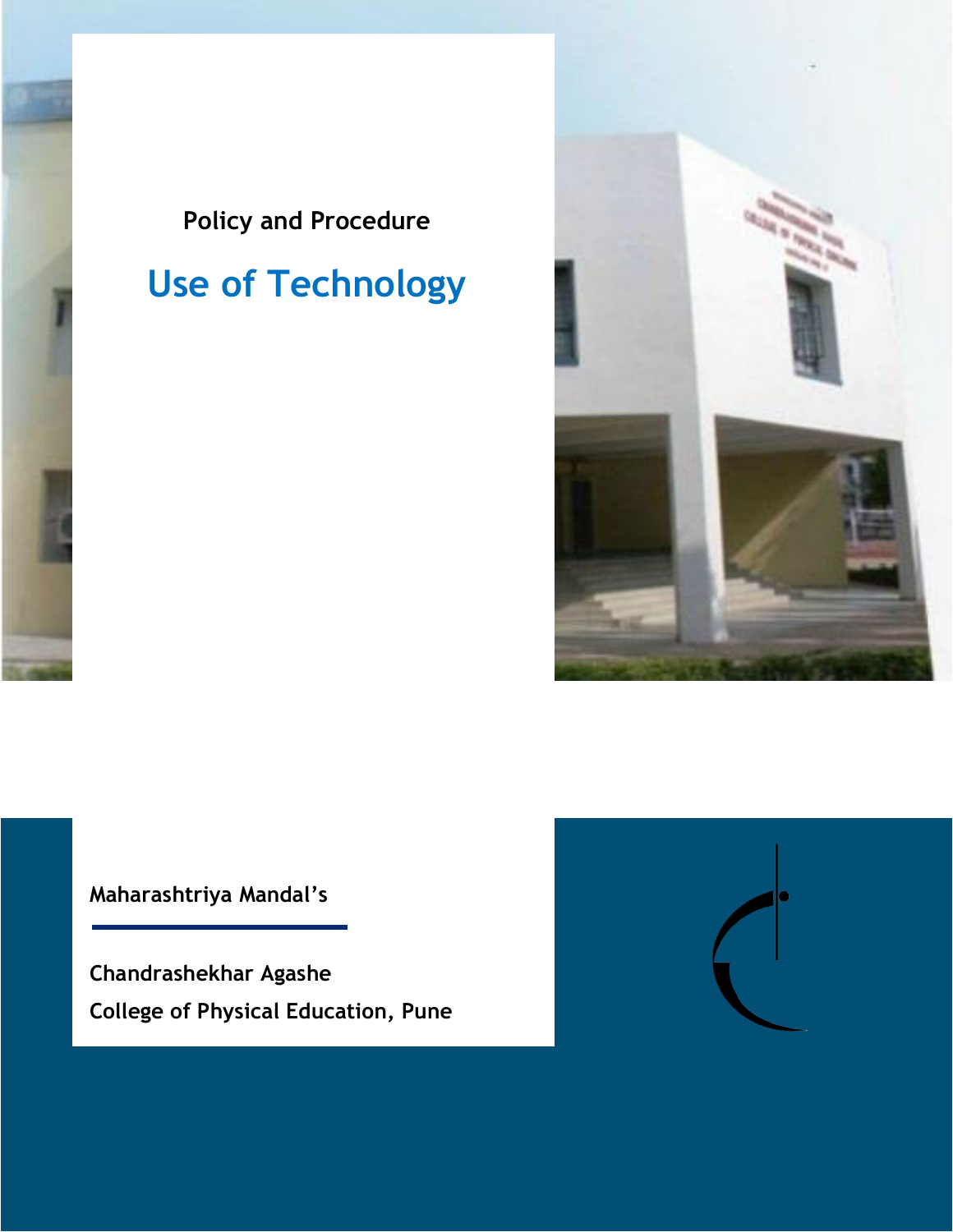Policy and Procedure

# Use of Technology

**Maharashtriya Mandal's**

**Chandrashekhar Agashe**
**College of Physical Education, Pune**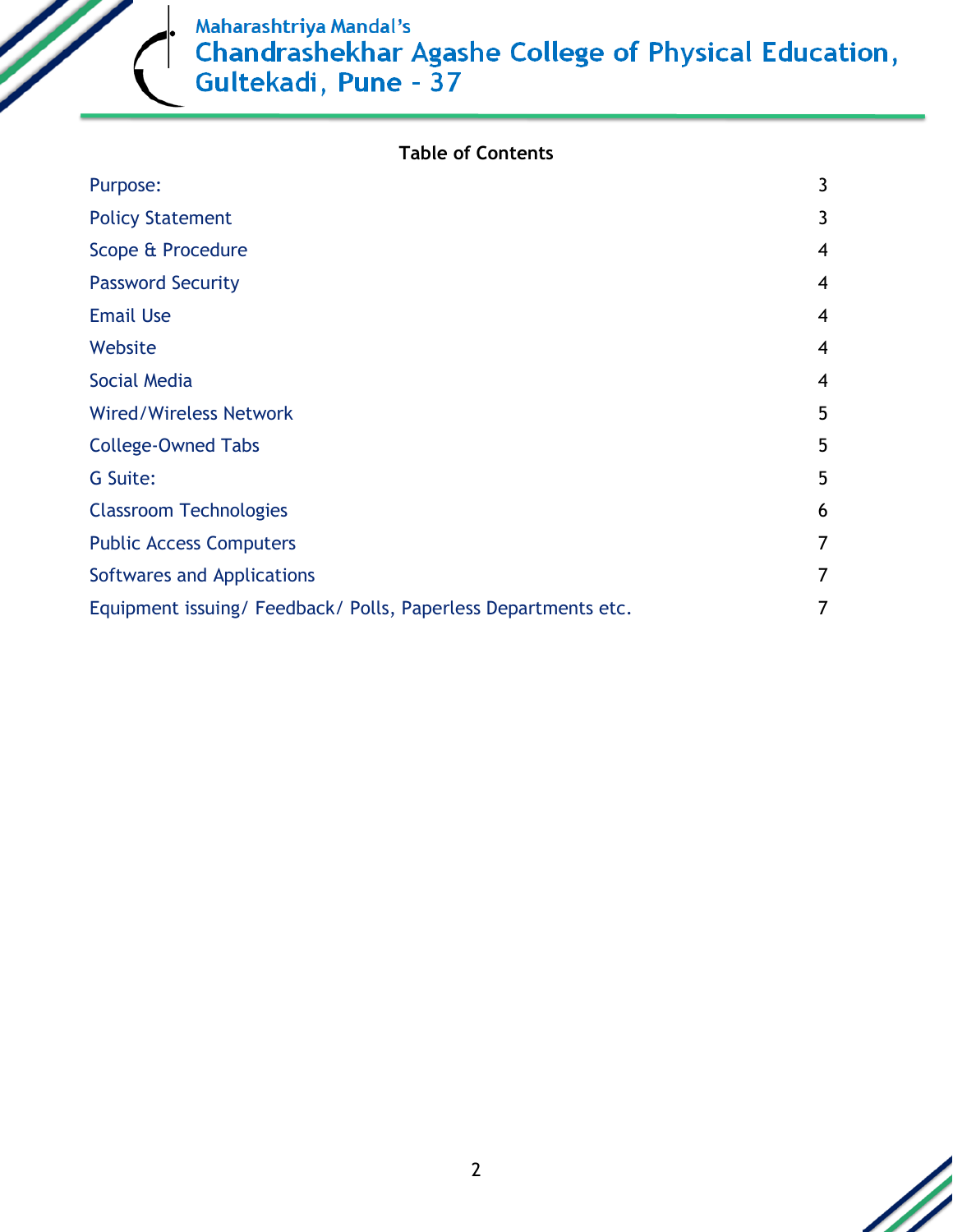**Table of Contents**

| | |
|---|---|
| Purpose: | 3 |
| Policy Statement | 3 |
| Scope & Procedure | 4 |
| Password Security | 4 |
| Email Use | 4 |
| Website | 4 |
| Social Media | 4 |
| Wired/Wireless Network | 5 |
| College-Owned Tabs | 5 |
| G Suite: | 5 |
| Classroom Technologies | 6 |
| Public Access Computers | 7 |
| Softwares and Applications | 7 |
| Equipment issuing/ Feedback/ Polls, Paperless Departments etc. | 7 |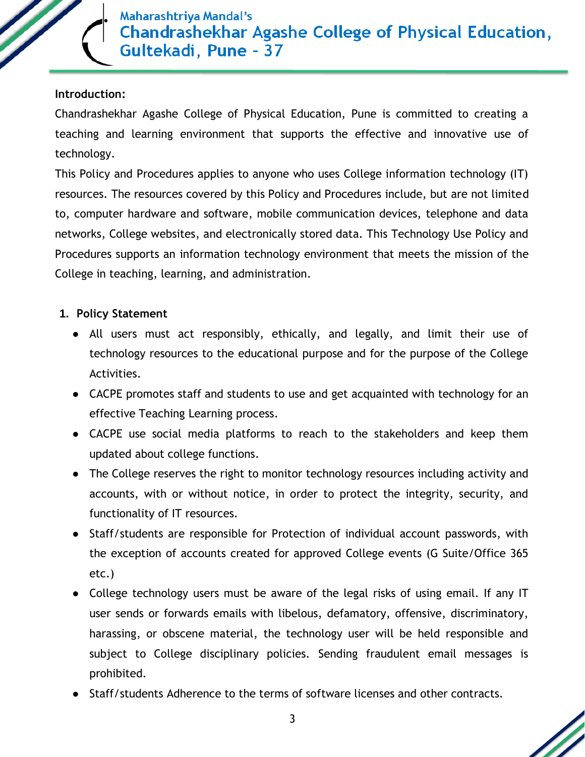**Introduction:**

Chandrashekhar Agashe College of Physical Education, Pune is committed to creating a teaching and learning environment that supports the effective and innovative use of technology.

This Policy and Procedures applies to anyone who uses College information technology (IT) resources. The resources covered by this Policy and Procedures include, but are not limited to, computer hardware and software, mobile communication devices, telephone and data networks, College websites, and electronically stored data. This Technology Use Policy and Procedures supports an information technology environment that meets the mission of the College in teaching, learning, and administration.

1. **Policy Statement**

- All users must act responsibly, ethically, and legally, and limit their use of technology resources to the educational purpose and for the purpose of the College Activities.
- CACPE promotes staff and students to use and get acquainted with technology for an effective Teaching Learning process.
- CACPE use social media platforms to reach to the stakeholders and keep them updated about college functions.
- The College reserves the right to monitor technology resources including activity and accounts, with or without notice, in order to protect the integrity, security, and functionality of IT resources.
- Staff/students are responsible for Protection of individual account passwords, with the exception of accounts created for approved College events (G Suite/Office 365 etc.)
- College technology users must be aware of the legal risks of using email. If any IT user sends or forwards emails with libelous, defamatory, offensive, discriminatory, harassing, or obscene material, the technology user will be held responsible and subject to College disciplinary policies. Sending fraudulent email messages is prohibited.
- Staff/students Adherence to the terms of software licenses and other contracts.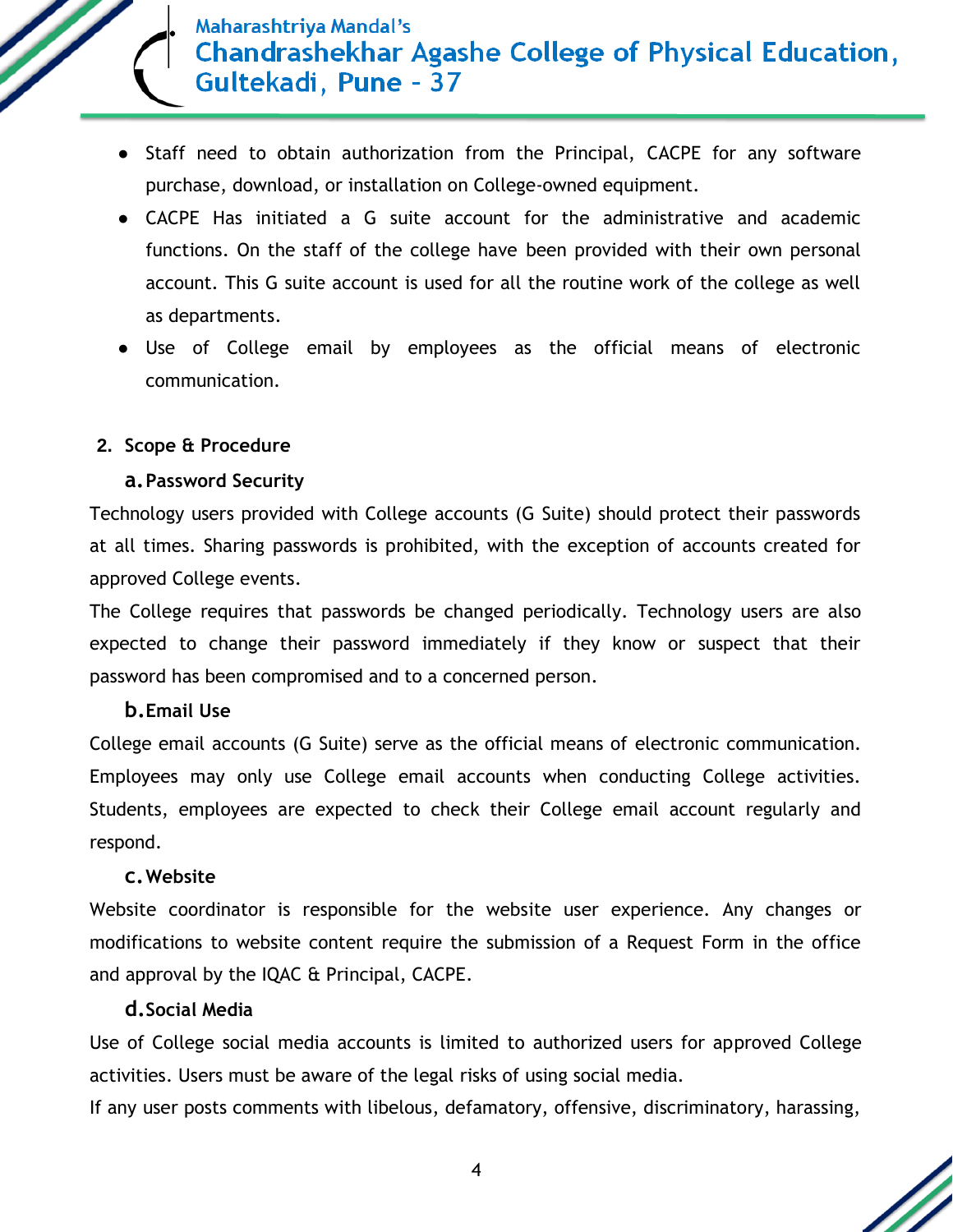- Staff need to obtain authorization from the Principal, CACPE for any software purchase, download, or installation on College-owned equipment.
- CACPE Has initiated a G suite account for the administrative and academic functions. On the staff of the college have been provided with their own personal account. This G suite account is used for all the routine work of the college as well as departments.
- Use of College email by employees as the official means of electronic communication.

## 2. Scope & Procedure

### a. Password Security

Technology users provided with College accounts (G Suite) should protect their passwords at all times. Sharing passwords is prohibited, with the exception of accounts created for approved College events.

The College requires that passwords be changed periodically. Technology users are also expected to change their password immediately if they know or suspect that their password has been compromised and to a concerned person.

### b. Email Use

College email accounts (G Suite) serve as the official means of electronic communication. Employees may only use College email accounts when conducting College activities. Students, employees are expected to check their College email account regularly and respond.

### c. Website

Website coordinator is responsible for the website user experience. Any changes or modifications to website content require the submission of a Request Form in the office and approval by the IQAC & Principal, CACPE.

### d. Social Media

Use of College social media accounts is limited to authorized users for approved College activities. Users must be aware of the legal risks of using social media.

If any user posts comments with libelous, defamatory, offensive, discriminatory, harassing,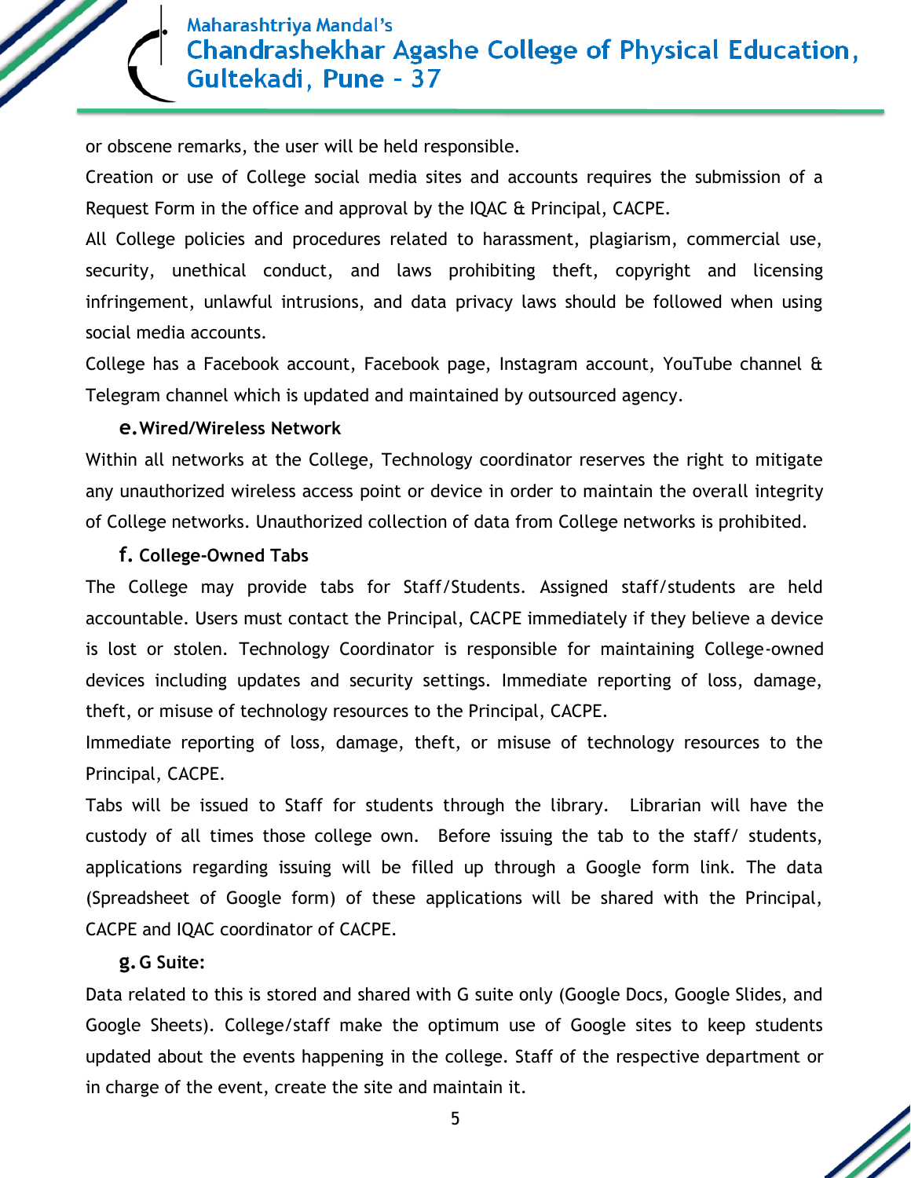or obscene remarks, the user will be held responsible.

Creation or use of College social media sites and accounts requires the submission of a Request Form in the office and approval by the IQAC & Principal, CACPE.

All College policies and procedures related to harassment, plagiarism, commercial use, security, unethical conduct, and laws prohibiting theft, copyright and licensing infringement, unlawful intrusions, and data privacy laws should be followed when using social media accounts.

College has a Facebook account, Facebook page, Instagram account, YouTube channel & Telegram channel which is updated and maintained by outsourced agency.

### e. Wired/Wireless Network

Within all networks at the College, Technology coordinator reserves the right to mitigate any unauthorized wireless access point or device in order to maintain the overall integrity of College networks. Unauthorized collection of data from College networks is prohibited.

### f. College-Owned Tabs

The College may provide tabs for Staff/Students. Assigned staff/students are held accountable. Users must contact the Principal, CACPE immediately if they believe a device is lost or stolen. Technology Coordinator is responsible for maintaining College-owned devices including updates and security settings. Immediate reporting of loss, damage, theft, or misuse of technology resources to the Principal, CACPE.

Immediate reporting of loss, damage, theft, or misuse of technology resources to the Principal, CACPE.

Tabs will be issued to Staff for students through the library. Librarian will have the custody of all times those college own. Before issuing the tab to the staff/ students, applications regarding issuing will be filled up through a Google form link. The data (Spreadsheet of Google form) of these applications will be shared with the Principal, CACPE and IQAC coordinator of CACPE.

### g. G Suite:

Data related to this is stored and shared with G suite only (Google Docs, Google Slides, and Google Sheets). College/staff make the optimum use of Google sites to keep students updated about the events happening in the college. Staff of the respective department or in charge of the event, create the site and maintain it.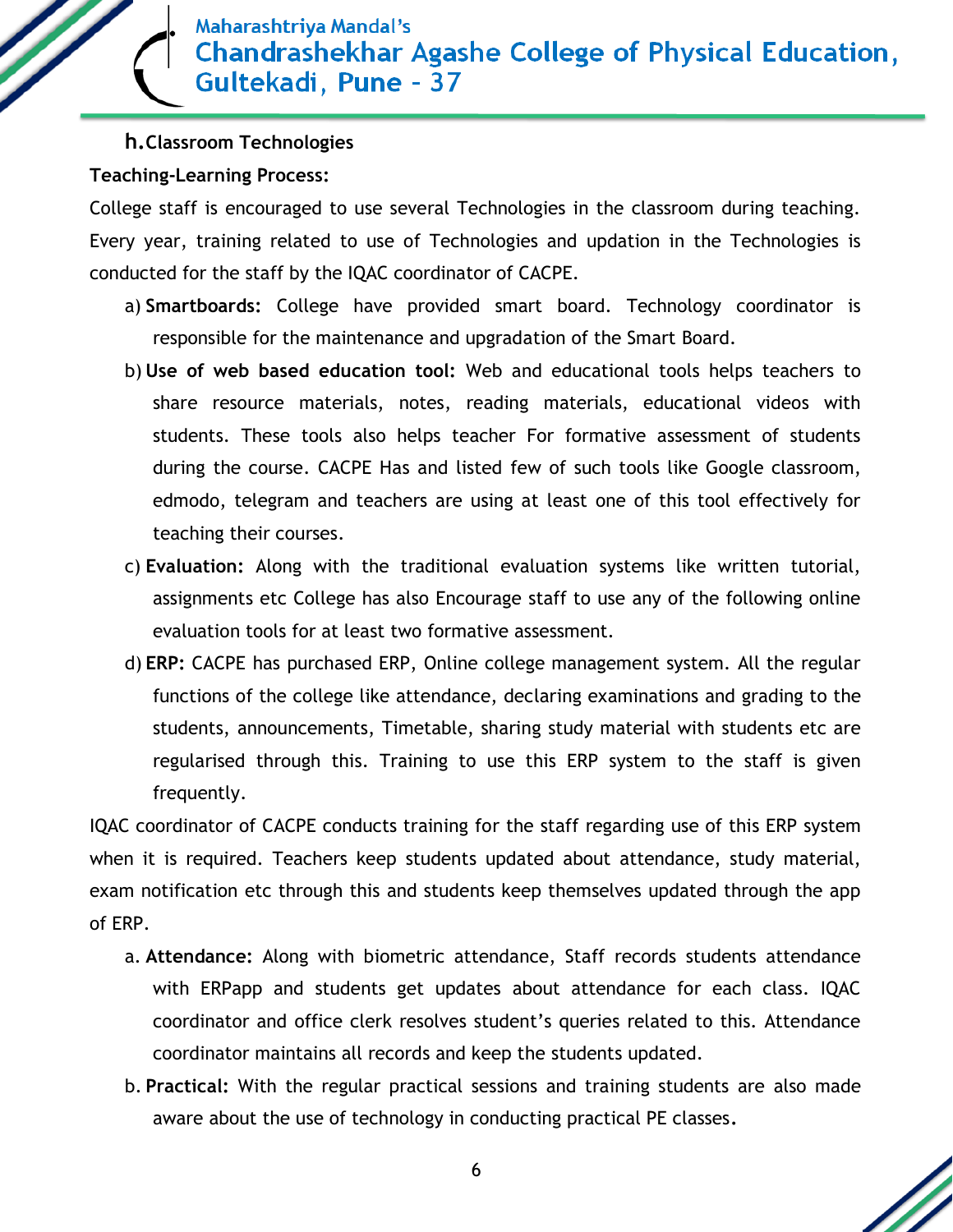### h. Classroom Technologies

**Teaching-Learning Process:**

College staff is encouraged to use several Technologies in the classroom during teaching. Every year, training related to use of Technologies and updation in the Technologies is conducted for the staff by the IQAC coordinator of CACPE.

a) **Smartboards:** College have provided smart board. Technology coordinator is responsible for the maintenance and upgradation of the Smart Board.

b) **Use of web based education tool:** Web and educational tools helps teachers to share resource materials, notes, reading materials, educational videos with students. These tools also helps teacher For formative assessment of students during the course. CACPE Has and listed few of such tools like Google classroom, edmodo, telegram and teachers are using at least one of this tool effectively for teaching their courses.

c) **Evaluation:** Along with the traditional evaluation systems like written tutorial, assignments etc College has also Encourage staff to use any of the following online evaluation tools for at least two formative assessment.

d) **ERP:** CACPE has purchased ERP, Online college management system. All the regular functions of the college like attendance, declaring examinations and grading to the students, announcements, Timetable, sharing study material with students etc are regularised through this. Training to use this ERP system to the staff is given frequently.

IQAC coordinator of CACPE conducts training for the staff regarding use of this ERP system when it is required. Teachers keep students updated about attendance, study material, exam notification etc through this and students keep themselves updated through the app of ERP.

a. **Attendance:** Along with biometric attendance, Staff records students attendance with ERPapp and students get updates about attendance for each class. IQAC coordinator and office clerk resolves student's queries related to this. Attendance coordinator maintains all records and keep the students updated.

b. **Practical:** With the regular practical sessions and training students are also made aware about the use of technology in conducting practical PE classes.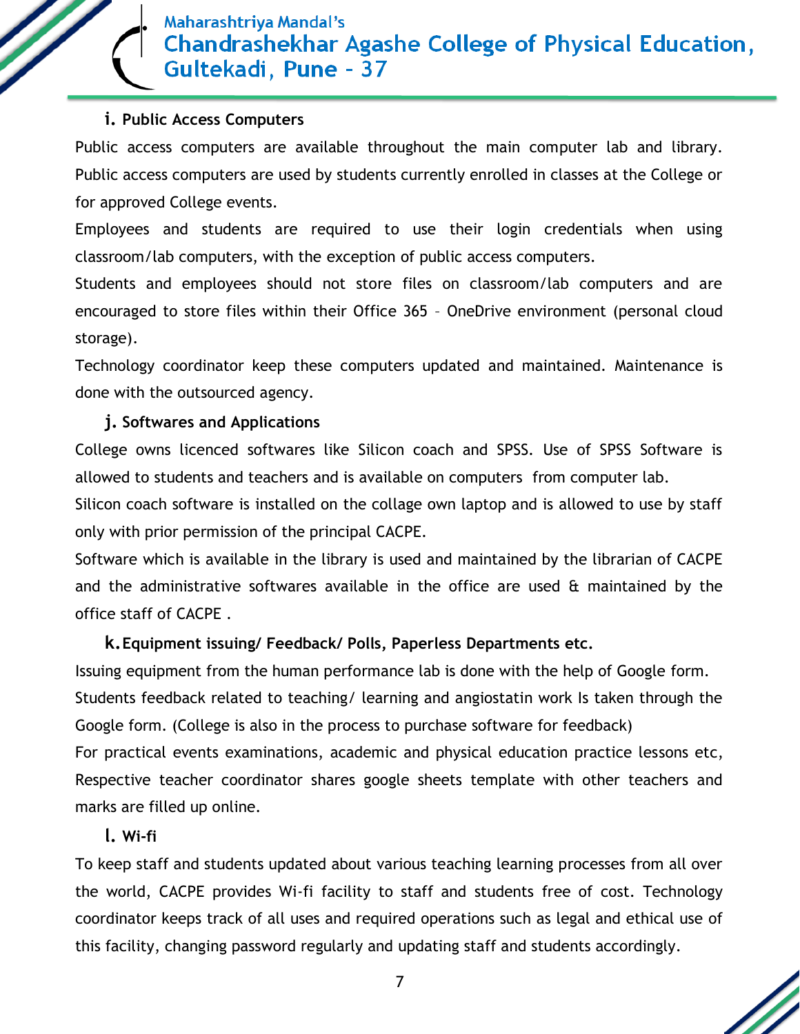**i. Public Access Computers**

Public access computers are available throughout the main computer lab and library. Public access computers are used by students currently enrolled in classes at the College or for approved College events.

Employees and students are required to use their login credentials when using classroom/lab computers, with the exception of public access computers.

Students and employees should not store files on classroom/lab computers and are encouraged to store files within their Office 365 – OneDrive environment (personal cloud storage).

Technology coordinator keep these computers updated and maintained. Maintenance is done with the outsourced agency.

**j. Softwares and Applications**

College owns licenced softwares like Silicon coach and SPSS. Use of SPSS Software is allowed to students and teachers and is available on computers from computer lab.

Silicon coach software is installed on the collage own laptop and is allowed to use by staff only with prior permission of the principal CACPE.

Software which is available in the library is used and maintained by the librarian of CACPE and the administrative softwares available in the office are used & maintained by the office staff of CACPE .

**k. Equipment issuing/ Feedback/ Polls, Paperless Departments etc.**

Issuing equipment from the human performance lab is done with the help of Google form.

Students feedback related to teaching/ learning and angiostatin work Is taken through the Google form. (College is also in the process to purchase software for feedback)

For practical events examinations, academic and physical education practice lessons etc, Respective teacher coordinator shares google sheets template with other teachers and marks are filled up online.

**l. Wi-fi**

To keep staff and students updated about various teaching learning processes from all over the world, CACPE provides Wi-fi facility to staff and students free of cost. Technology coordinator keeps track of all uses and required operations such as legal and ethical use of this facility, changing password regularly and updating staff and students accordingly.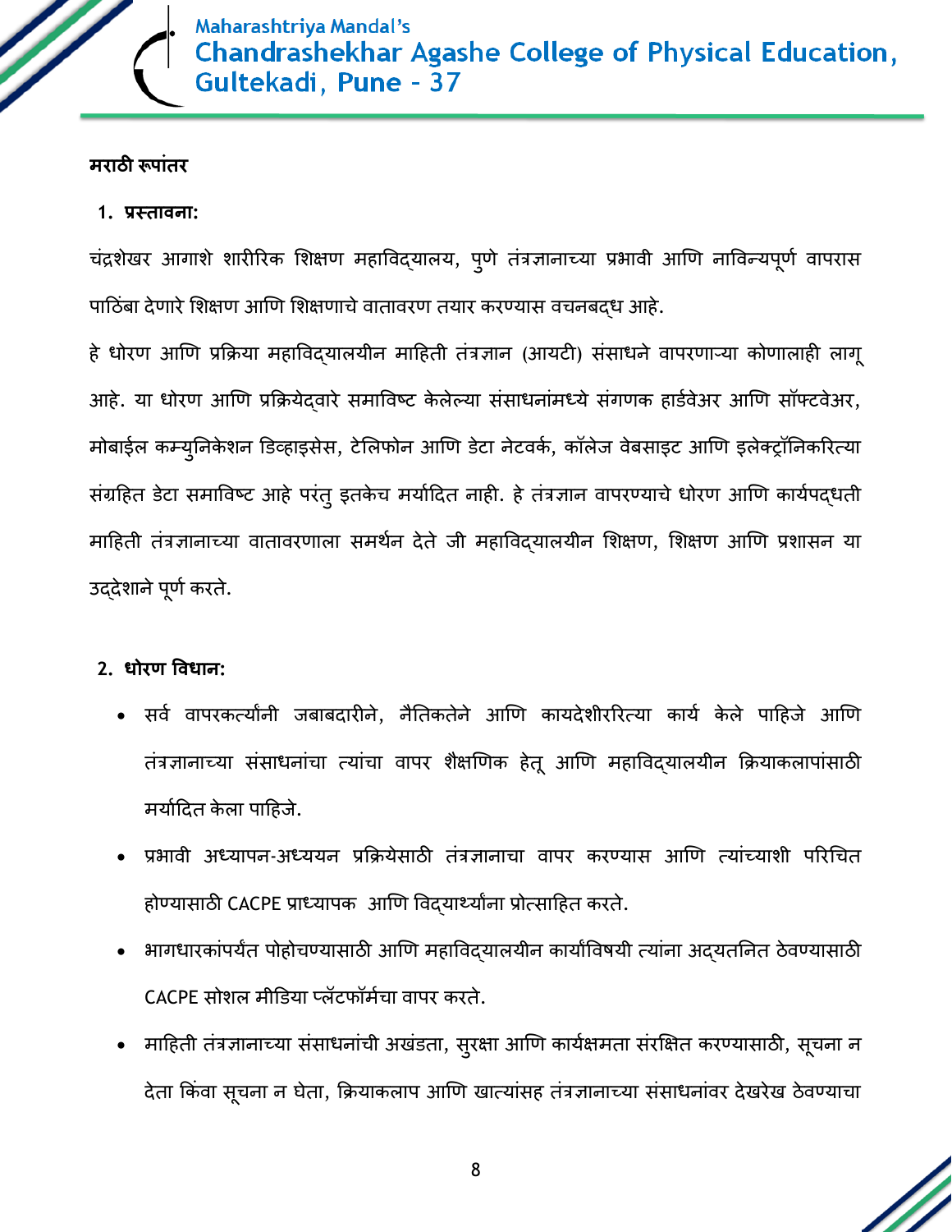**मराठी रूपांतर**

## 1. प्रस्तावना:

चंद्रशेखर आगाशे शारीरिक शिक्षण महाविद्यालय, पुणे तंत्रज्ञानाच्या प्रभावी आणि नाविन्यपूर्ण वापरास पाठिंबा देणारे शिक्षण आणि शिक्षणाचे वातावरण तयार करण्यास वचनबद्ध आहे.

हे धोरण आणि प्रक्रिया महाविद्यालयीन माहिती तंत्रज्ञान (आयटी) संसाधने वापरणाऱ्या कोणालाही लागू आहे. या धोरण आणि प्रक्रियेद्वारे समाविष्ट केलेल्या संसाधनांमध्ये संगणक हार्डवेअर आणि सॉफ्टवेअर, मोबाईल कम्युनिकेशन डिव्हाइसेस, टेलिफोन आणि डेटा नेटवर्क, कॉलेज वेबसाइट आणि इलेक्ट्रॉनिकरित्या संग्रहित डेटा समाविष्ट आहे परंतु इतकेच मर्यादित नाही. हे तंत्रज्ञान वापरण्याचे धोरण आणि कार्यपद्धती माहिती तंत्रज्ञानाच्या वातावरणाला समर्थन देते जी महाविद्यालयीन शिक्षण, शिक्षण आणि प्रशासन या उद्देशाने पूर्ण करते.

## 2. धोरण विधान:

- सर्व वापरकर्त्यांनी जबाबदारीने, नैतिकतेने आणि कायदेशीररित्या कार्य केले पाहिजे आणि तंत्रज्ञानाच्या संसाधनांचा त्यांचा वापर शैक्षणिक हेतू आणि महाविद्यालयीन क्रियाकलापांसाठी मर्यादित केला पाहिजे.
- प्रभावी अध्यापन-अध्ययन प्रक्रियेसाठी तंत्रज्ञानाचा वापर करण्यास आणि त्यांच्याशी परिचित होण्यासाठी CACPE प्राध्यापक आणि विद्यार्थ्यांना प्रोत्साहित करते.
- भागधारकांपर्यंत पोहोचण्यासाठी आणि महाविद्यालयीन कार्याविषयी त्यांना अद्यतनित ठेवण्यासाठी CACPE सोशल मीडिया प्लॅटफॉर्मचा वापर करते.
- माहिती तंत्रज्ञानाच्या संसाधनांची अखंडता, सुरक्षा आणि कार्यक्षमता संरक्षित करण्यासाठी, सूचना न देता किंवा सूचना न घेता, क्रियाकलाप आणि खात्यांसह तंत्रज्ञानाच्या संसाधनांवर देखरेख ठेवण्याचा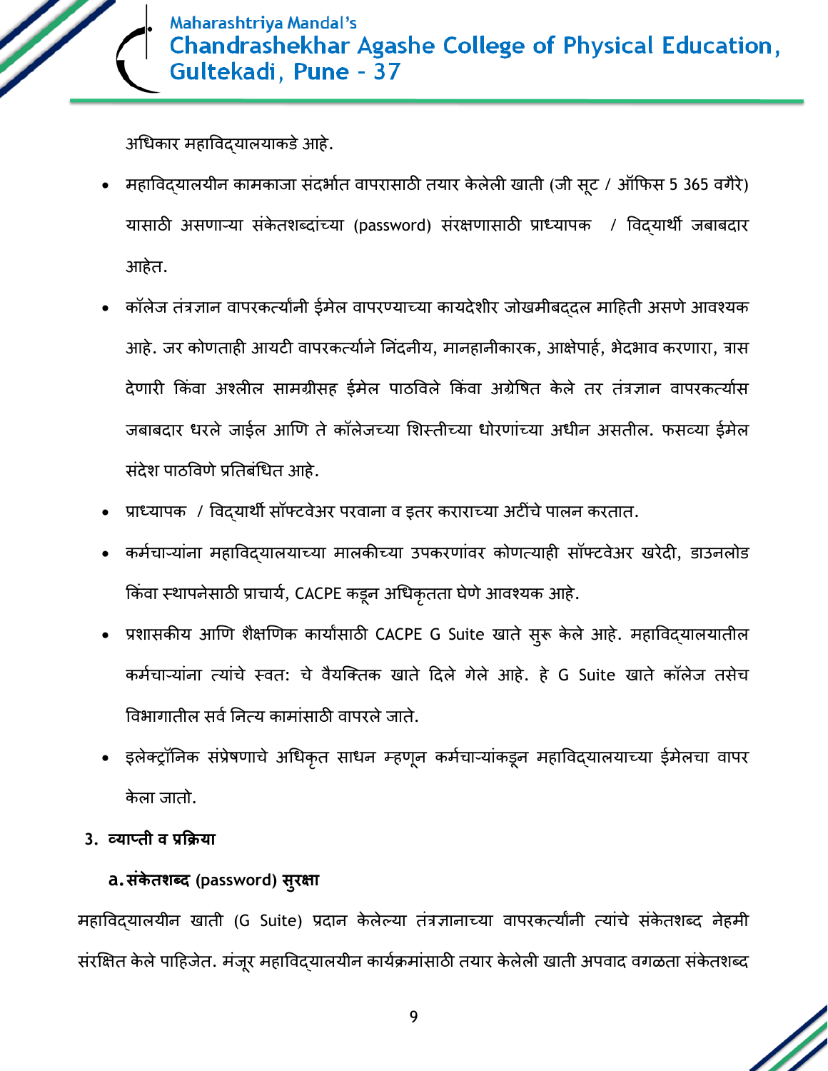अधिकार महाविद्यालयाकडे आहे.

- महाविद्यालयीन कामकाजा संदर्भात वापरासाठी तयार केलेली खाती (जी सूट / ऑफिस 5 365 वगैरे) यासाठी असणाऱ्या संकेतशब्दांच्या (password) संरक्षणासाठी प्राध्यापक / विद्यार्थी जबाबदार आहेत.
- कॉलेज तंत्रज्ञान वापरकर्त्यांनी ईमेल वापरण्याच्या कायदेशीर जोखमीबद्दल माहिती असणे आवश्यक आहे. जर कोणताही आयटी वापरकर्त्याने निंदनीय, मानहानीकारक, आक्षेपार्ह, भेदभाव करणारा, त्रास देणारी किंवा अश्लील सामग्रीसह ईमेल पाठविले किंवा अग्रेषित केले तर तंत्रज्ञान वापरकर्त्यास जबाबदार धरले जाईल आणि ते कॉलेजच्या शिस्तीच्या धोरणांच्या अधीन असतील. फसव्या ईमेल संदेश पाठविणे प्रतिबंधित आहे.
- प्राध्यापक / विद्यार्थी सॉफ्टवेअर परवाना व इतर कराराच्या अटींचे पालन करतात.
- कर्मचाऱ्यांना महाविद्यालयाच्या मालकीच्या उपकरणांवर कोणत्याही सॉफ्टवेअर खरेदी, डाउनलोड किंवा स्थापनेसाठी प्राचार्य, CACPE कडून अधिकृतता घेणे आवश्यक आहे.
- प्रशासकीय आणि शैक्षणिक कार्यांसाठी CACPE G Suite खाते सुरू केले आहे. महाविद्यालयातील कर्मचाऱ्यांना त्यांचे स्वत: चे वैयक्तिक खाते दिले गेले आहे. हे G Suite खाते कॉलेज तसेच विभागातील सर्व नित्य कामांसाठी वापरले जाते.
- इलेक्ट्रॉनिक संप्रेषणाचे अधिकृत साधन म्हणून कर्मचाऱ्यांकडून महाविद्यालयाच्या ईमेलचा वापर केला जातो.

## 3. व्याप्ती व प्रक्रिया

### a. संकेतशब्द (password) सुरक्षा

महाविद्यालयीन खाती (G Suite) प्रदान केलेल्या तंत्रज्ञानाच्या वापरकर्त्यांनी त्यांचे संकेतशब्द नेहमी संरक्षित केले पाहिजेत. मंजूर महाविद्यालयीन कार्यक्रमांसाठी तयार केलेली खाती अपवाद वगळता संकेतशब्द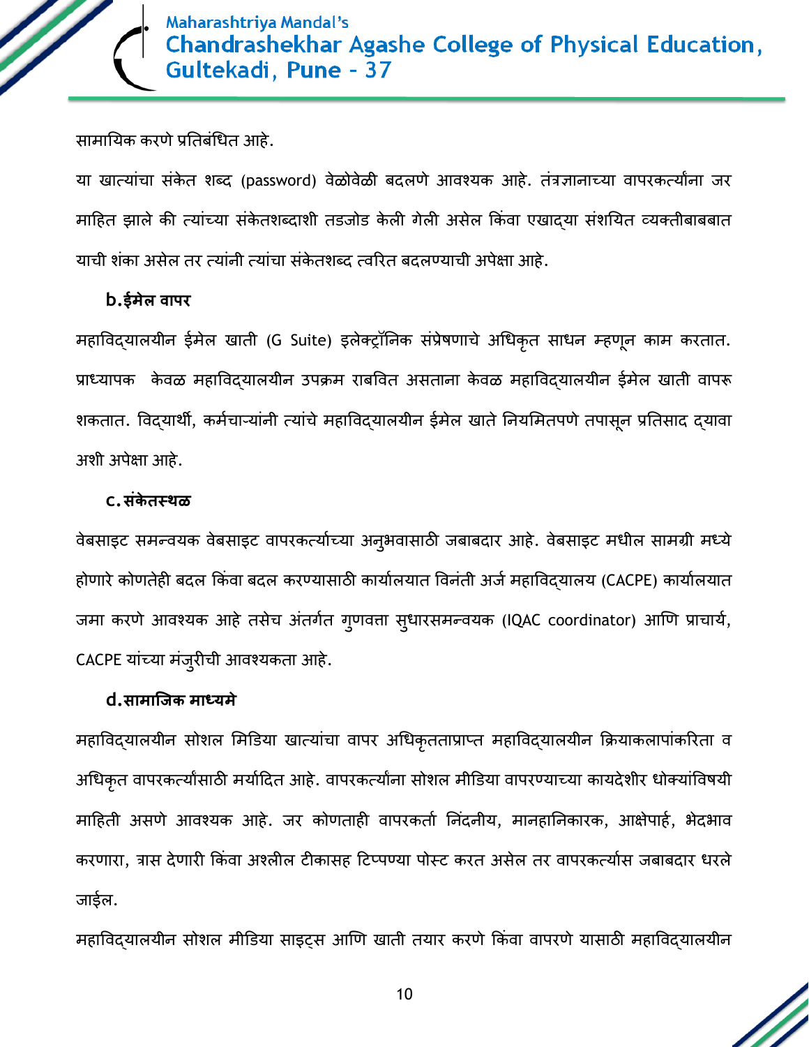सामायिक करणे प्रतिबंधित आहे.

या खात्यांचा संकेत शब्द (password) वेळोवेळी बदलणे आवश्यक आहे. तंत्रज्ञानाच्या वापरकर्त्यांना जर माहित झाले की त्यांच्या संकेतशब्दाशी तडजोड केली गेली असेल किंवा एखाद्या संशयित व्यक्तीबाबबात याची शंका असेल तर त्यांनी त्यांचा संकेतशब्द त्वरित बदलण्याची अपेक्षा आहे.

**b.ईमेल वापर**

महाविद्यालयीन ईमेल खाती (G Suite) इलेक्ट्रॉनिक संप्रेषणाचे अधिकृत साधन म्हणून काम करतात. प्राध्यापक केवळ महाविद्यालयीन उपक्रम राबवित असताना केवळ महाविद्यालयीन ईमेल खाती वापरू शकतात. विद्यार्थी, कर्मचाऱ्यांनी त्यांचे महाविद्यालयीन ईमेल खाते नियमितपणे तपासून प्रतिसाद द्यावा अशी अपेक्षा आहे.

**c. संकेतस्थळ**

वेबसाइट समन्वयक वेबसाइट वापरकर्त्यांच्या अनुभवासाठी जबाबदार आहे. वेबसाइट मधील सामग्री मध्ये होणारे कोणतेही बदल किंवा बदल करण्यासाठी कार्यालयात विनंती अर्ज महाविद्यालय (CACPE) कार्यालयात जमा करणे आवश्यक आहे तसेच अंतर्गत गुणवत्ता सुधारसमन्वयक (IQAC coordinator) आणि प्राचार्य, CACPE यांच्या मंजुरीची आवश्यकता आहे.

**d.सामाजिक माध्यमे**

महाविद्यालयीन सोशल मिडिया खात्यांचा वापर अधिकृतताप्राप्त महाविद्यालयीन क्रियाकलापांकरिता व अधिकृत वापरकर्त्यांसाठी मर्यादित आहे. वापरकर्त्यांना सोशल मीडिया वापरण्याच्या कायदेशीर धोक्यांविषयी माहिती असणे आवश्यक आहे. जर कोणताही वापरकर्ता निंदनीय, मानहानिकारक, आक्षेपार्ह, भेदभाव करणारा, त्रास देणारी किंवा अश्लील टीकासह टिप्पण्या पोस्ट करत असेल तर वापरकर्त्यास जबाबदार धरले जाईल.

महाविद्यालयीन सोशल मीडिया साइट्स आणि खाती तयार करणे किंवा वापरणे यासाठी महाविद्यालयीन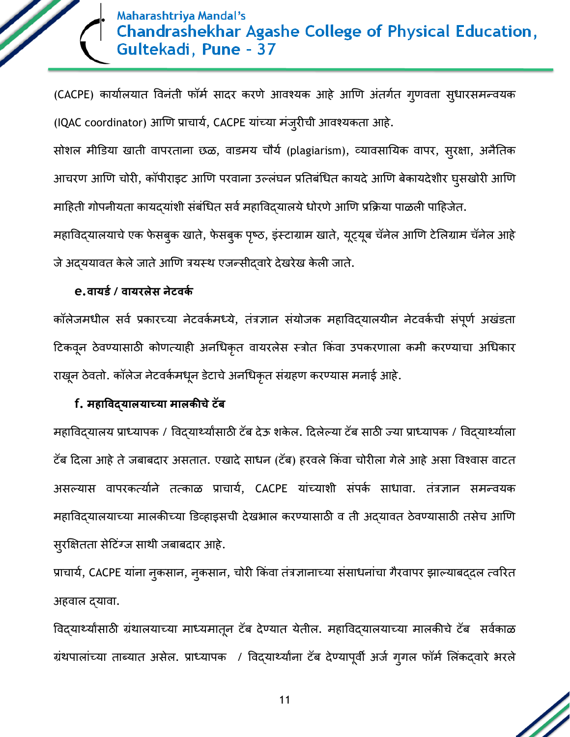(CACPE) कार्यालयात विनंती फॉर्म सादर करणे आवश्यक आहे आणि अंतर्गत गुणवत्ता सुधारसमन्वयक (IQAC coordinator) आणि प्राचार्य, CACPE यांच्या मंजुरीची आवश्यकता आहे.

सोशल मीडिया खाती वापरताना छळ, वाडमय चौर्य (plagiarism), व्यावसायिक वापर, सुरक्षा, अनैतिक आचरण आणि चोरी, कॉपीराइट आणि परवाना उल्लंघन प्रतिबंधित कायदे आणि बेकायदेशीर घुसखोरी आणि माहिती गोपनीयता कायद्यांशी संबंधित सर्व महाविद्यालये धोरणे आणि प्रक्रिया पाळली पाहिजेत.

महाविद्यालयाचे एक फेसबुक खाते, फेसबुक पृष्ठ, इंस्टाग्राम खाते, यूट्यूब चॅनेल आणि टेलिग्राम चॅनेल आहे जे अद्ययावत केले जाते आणि त्रयस्थ एजन्सीद्वारे देखरेख केली जाते.

### e. वायर्ड / वायरलेस नेटवर्क

कॉलेजमधील सर्व प्रकारच्या नेटवर्कमध्ये, तंत्रज्ञान संयोजक महाविद्यालयीन नेटवर्कची संपूर्ण अखंडता टिकवून ठेवण्यासाठी कोणत्याही अनधिकृत वायरलेस स्त्रोत किंवा उपकरणाला कमी करण्याचा अधिकार राखून ठेवतो. कॉलेज नेटवर्कमधून डेटाचे अनधिकृत संग्रहण करण्यास मनाई आहे.

### f. महाविद्यालयाच्या मालकीचे टॅब

महाविद्यालय प्राध्यापक / विद्यार्थ्यांसाठी टॅब देऊ शकेल. दिलेल्या टॅब साठी ज्या प्राध्यापक / विद्यार्थ्याला टॅब दिला आहे ते जबाबदार असतात. एखादे साधन (टॅब) हरवले किंवा चोरीला गेले आहे असा विश्वास वाटत असल्यास वापरकर्त्याने तत्काळ प्राचार्य, CACPE यांच्याशी संपर्क साधावा. तंत्रज्ञान समन्वयक महाविद्यालयाच्या मालकीच्या डिव्हाइसची देखभाल करण्यासाठी व ती अद्यावत ठेवण्यासाठी तसेच आणि सुरक्षितता सेटिंग्ज साथी जबाबदार आहे.

प्राचार्य, CACPE यांना नुकसान, नुकसान, चोरी किंवा तंत्रज्ञानाच्या संसाधनांचा गैरवापर झाल्याबद्दल त्वरित अहवाल द्यावा.

विद्यार्थ्यांसाठी ग्रंथालयाच्या माध्यमातून टॅब देण्यात येतील. महाविद्यालयाच्या मालकीचे टॅब सर्वकाळ ग्रंथपालांच्या ताब्यात असेल. प्राध्यापक / विद्यार्थ्यांना टॅब देण्यापूर्वी अर्ज गुगल फॉर्म लिंकद्वारे भरले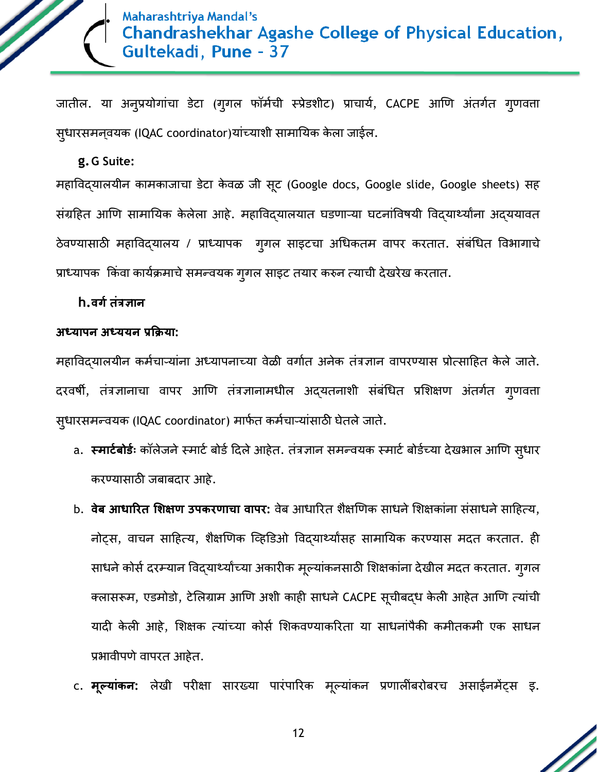जातील. या अनुप्रयोगांचा डेटा (गुगल फॉर्मची स्प्रेडशीट) प्राचार्य, CACPE आणि अंतर्गत गुणवत्ता सुधारसमन्वयक (IQAC coordinator)यांच्याशी सामायिक केला जाईल.

**g. G Suite:**

महाविद्यालयीन कामकाजाचा डेटा केवळ जी सूट (Google docs, Google slide, Google sheets) सह संग्रहित आणि सामायिक केलेला आहे. महाविद्यालयात घडणाऱ्या घटनांविषयी विद्यार्थ्यांना अद्ययावत ठेवण्यासाठी महाविद्यालय / प्राध्यापक गुगल साइटचा अधिकतम वापर करतात. संबंधित विभागाचे प्राध्यापक किंवा कार्यक्रमाचे समन्वयक गुगल साइट तयार करुन त्याची देखरेख करतात.

**h. वर्ग तंत्रज्ञान**

**अध्यापन अध्ययन प्रक्रिया:**

महाविद्यालयीन कर्मचाऱ्यांना अध्यापनाच्या वेळी वर्गात अनेक तंत्रज्ञान वापरण्यास प्रोत्साहित केले जाते. दरवर्षी, तंत्रज्ञानाचा वापर आणि तंत्रज्ञानामधील अद्यतनाशी संबंधित प्रशिक्षण अंतर्गत गुणवत्ता सुधारसमन्वयक (IQAC coordinator) मार्फत कर्मचाऱ्यांसाठी घेतले जाते.

a. **स्मार्टबोर्ड**: कॉलेजने स्मार्ट बोर्ड दिले आहेत. तंत्रज्ञान समन्वयक स्मार्ट बोर्डच्या देखभाल आणि सुधार करण्यासाठी जबाबदार आहे.

b. **वेब आधारित शिक्षण उपकरणाचा वापर:** वेब आधारित शैक्षणिक साधने शिक्षकांना संसाधने साहित्य, नोट्स, वाचन साहित्य, शैक्षणिक व्हिडिओ विद्यार्थ्यांसह सामायिक करण्यास मदत करतात. ही साधने कोर्स दरम्यान विद्यार्थ्यांच्या अकारीक मूल्यांकनसाठी शिक्षकांना देखील मदत करतात. गुगल क्लासरूम, एडमोडो, टेलिग्राम आणि अशी काही साधने CACPE सूचीबद्ध केली आहेत आणि त्यांची यादी केली आहे, शिक्षक त्यांच्या कोर्स शिकवण्याकरिता या साधनांपैकी कमीतकमी एक साधन प्रभावीपणे वापरत आहेत.

c. **मूल्यांकन:** लेखी परीक्षा सारख्या पारंपारिक मूल्यांकन प्रणालींबरोबरच असाईनमेंट्स इ.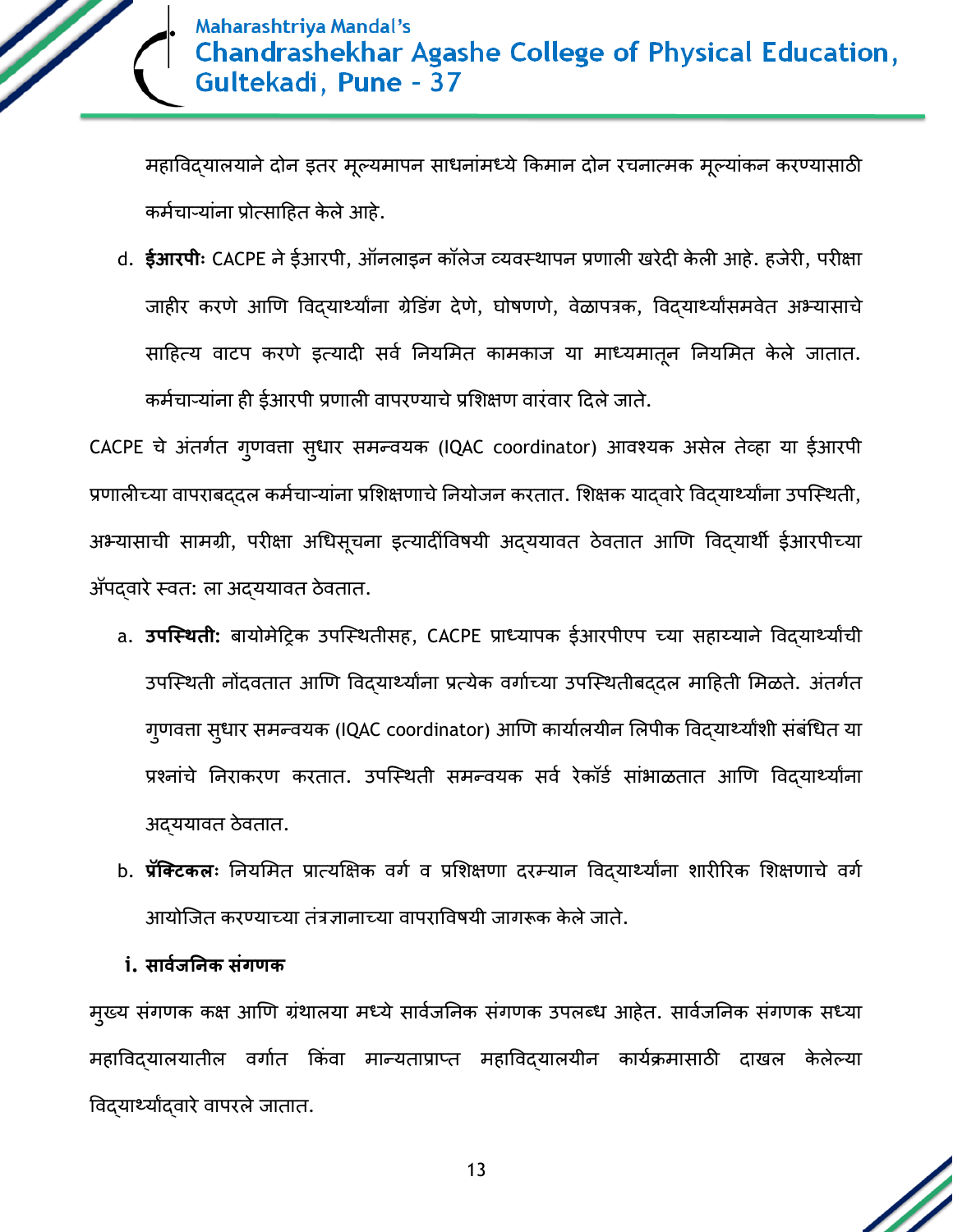महाविद्यालयाने दोन इतर मूल्यमापन साधनांमध्ये किमान दोन रचनात्मक मूल्यांकन करण्यासाठी कर्मचाऱ्यांना प्रोत्साहित केले आहे.

d. **ईआरपीः** CACPE ने ईआरपी, ऑनलाइन कॉलेज व्यवस्थापन प्रणाली खरेदी केली आहे. हजेरी, परीक्षा जाहीर करणे आणि विद्यार्थ्यांना ग्रेडिंग देणे, घोषणणे, वेळापत्रक, विद्यार्थ्यांसमवेत अभ्यासाचे साहित्य वाटप करणे इत्यादी सर्व नियमित कामकाज या माध्यमातून नियमित केले जातात. कर्मचाऱ्यांना ही ईआरपी प्रणाली वापरण्याचे प्रशिक्षण वारंवार दिले जाते.

CACPE चे अंतर्गत गुणवत्ता सुधार समन्वयक (IQAC coordinator) आवश्यक असेल तेव्हा या ईआरपी प्रणालीच्या वापराबद्दल कर्मचाऱ्यांना प्रशिक्षणाचे नियोजन करतात. शिक्षक याद्वारे विद्यार्थ्यांना उपस्थिती, अभ्यासाची सामग्री, परीक्षा अधिसूचना इत्यादींविषयी अद्ययावत ठेवतात आणि विद्यार्थी ईआरपीच्या ॲपद्वारे स्वत: ला अद्ययावत ठेवतात.

a. **उपस्थिती:** बायोमेट्रिक उपस्थितीसह, CACPE प्राध्यापक ईआरपीएप च्या सहाय्याने विद्यार्थ्यांची उपस्थिती नोंदवतात आणि विद्यार्थ्यांना प्रत्येक वर्गाच्या उपस्थितीबद्दल माहिती मिळते. अंतर्गत गुणवत्ता सुधार समन्वयक (IQAC coordinator) आणि कार्यालयीन लिपीक विद्यार्थ्यांशी संबंधित या प्रश्नांचे निराकरण करतात. उपस्थिती समन्वयक सर्व रेकॉर्ड सांभाळतात आणि विद्यार्थ्यांना अद्ययावत ठेवतात.

b. **प्रॅक्टिकलः** नियमित प्रात्यक्षिक वर्ग व प्रशिक्षणा दरम्यान विद्यार्थ्यांना शारीरिक शिक्षणाचे वर्ग आयोजित करण्याच्या तंत्रज्ञानाच्या वापराविषयी जागरूक केले जाते.

**i. सार्वजनिक संगणक**

मुख्य संगणक कक्ष आणि ग्रंथालया मध्ये सार्वजनिक संगणक उपलब्ध आहेत. सार्वजनिक संगणक सध्या महाविद्यालयातील वर्गात किंवा मान्यताप्राप्त महाविद्यालयीन कार्यक्रमासाठी दाखल केलेल्या विद्यार्थ्यांद्वारे वापरले जातात.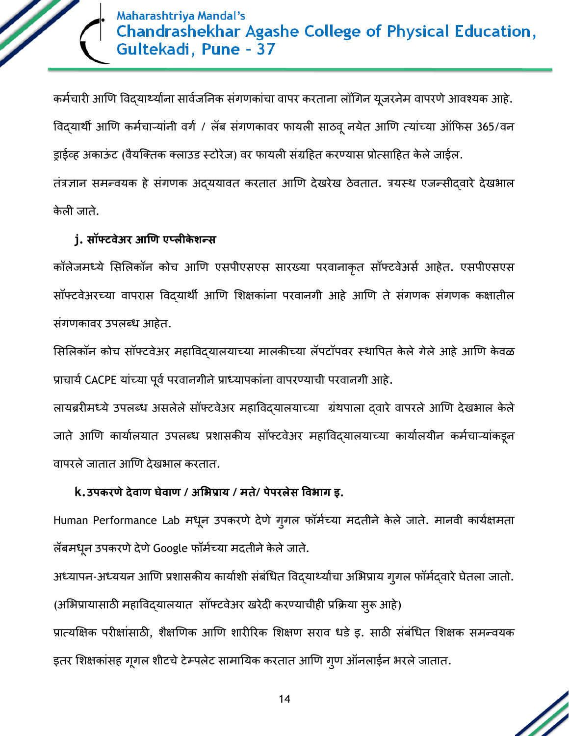कर्मचारी आणि विद्यार्थ्यांना सार्वजनिक संगणकांचा वापर करताना लॉगिन यूजरनेम वापरणे आवश्यक आहे. विद्यार्थी आणि कर्मचाऱ्यांनी वर्ग / लॅब संगणकावर फायली साठवू नयेत आणि त्यांच्या ऑफिस 365/वन ड्राईव्ह अकाऊंट (वैयक्तिक क्लाउड स्टोरेज) वर फायली संग्रहित करण्यास प्रोत्साहित केले जाईल.

तंत्रज्ञान समन्वयक हे संगणक अद्ययावत करतात आणि देखरेख ठेवतात. त्रयस्थ एजन्सीद्वारे देखभाल केली जाते.

### j. सॉफ्टवेअर आणि एप्लीकेशन्स

कॉलेजमध्ये सिलिकॉन कोच आणि एसपीएसएस सारख्या परवानाकृत सॉफ्टवेअर्स आहेत. एसपीएसएस सॉफ्टवेअरच्या वापरास विद्यार्थी आणि शिक्षकांना परवानगी आहे आणि ते संगणक संगणक कक्षातील संगणकावर उपलब्ध आहेत.

सिलिकॉन कोच सॉफ्टवेअर महाविद्यालयाच्या मालकीच्या लॅपटॉपवर स्थापित केले गेले आहे आणि केवळ प्राचार्य CACPE यांच्या पूर्व परवानगीने प्राध्यापकांना वापरण्याची परवानगी आहे.

लायब्ररीमध्ये उपलब्ध असलेले सॉफ्टवेअर महाविद्यालयाच्या ग्रंथपाला द्वारे वापरले आणि देखभाल केले जाते आणि कार्यालयात उपलब्ध प्रशासकीय सॉफ्टवेअर महाविद्यालयाच्या कार्यालयीन कर्मचाऱ्यांकडून वापरले जातात आणि देखभाल करतात.

### k. उपकरणे देवाण घेवाण / अभिप्राय / मते/ पेपरलेस विभाग इ.

Human Performance Lab मधून उपकरणे देणे गुगल फॉर्मच्या मदतीने केले जाते. मानवी कार्यक्षमता लॅबमधून उपकरणे देणे Google फॉर्मच्या मदतीने केले जाते.

अध्यापन-अध्ययन आणि प्रशासकीय कार्याशी संबंधित विद्यार्थ्यांचा अभिप्राय गुगल फॉर्मद्वारे घेतला जातो. (अभिप्रायासाठी महाविद्यालयात सॉफ्टवेअर खरेदी करण्याचीही प्रक्रिया सुरू आहे)

प्रात्यक्षिक परीक्षांसाठी, शैक्षणिक आणि शारीरिक शिक्षण सराव धडे इ. साठी संबंधित शिक्षक समन्वयक इतर शिक्षकांसह गूगल शीटचे टेम्पलेट सामायिक करतात आणि गुण ऑनलाईन भरले जातात.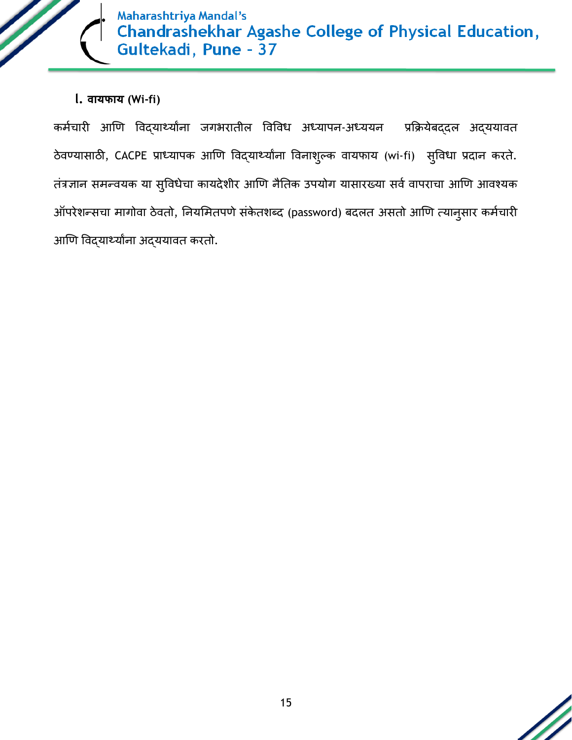**I. वायफाय (Wi-fi)**

कर्मचारी आणि विद्यार्थ्यांना जगभरातील विविध अध्यापन-अध्ययन प्रक्रियेबद्दल अद्ययावत ठेवण्यासाठी, CACPE प्राध्यापक आणि विद्यार्थ्यांना विनाशुल्क वायफाय (wi-fi) सुविधा प्रदान करते. तंत्रज्ञान समन्वयक या सुविधेचा कायदेशीर आणि नैतिक उपयोग यासारख्या सर्व वापराचा आणि आवश्यक ऑपरेशन्सचा मागोवा ठेवतो, नियमितपणे संकेतशब्द (password) बदलत असतो आणि त्यानुसार कर्मचारी आणि विद्यार्थ्यांना अद्ययावत करतो.